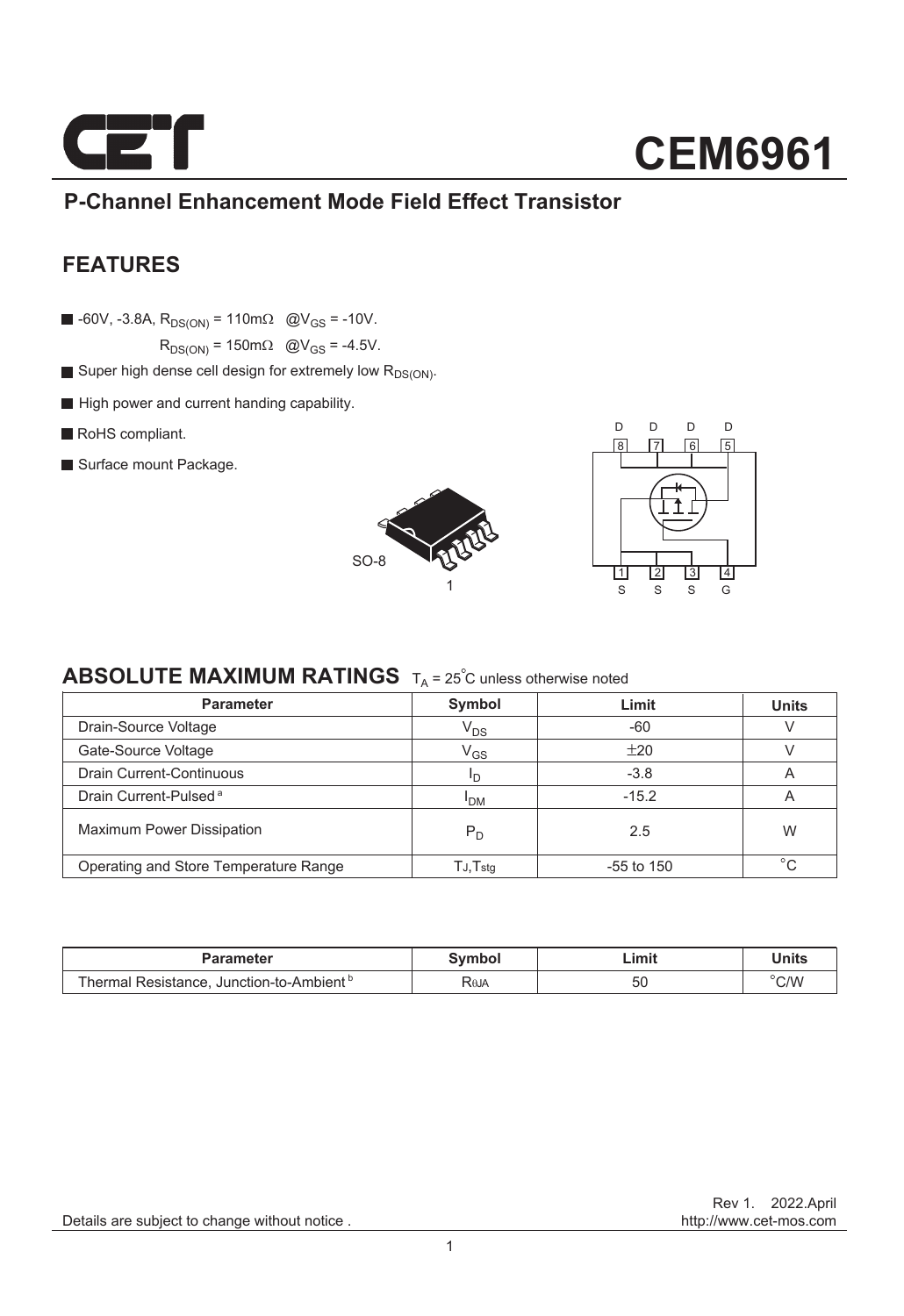# CEM6961

## P-Channel Enhancement Mode Field Effect Transistor

## FEATURES

- -60V, -3.8A, $R_{DS(ON)}$ = 110mΩ @$V_{GS}$ = -10V.
  $R_{DS(ON)}$ = 150mΩ @$V_{GS}$ = -4.5V.
- Super high dense cell design for extremely low $R_{DS(ON)}$.
- High power and current handing capability.
- RoHS compliant.
- Surface mount Package.

SO-8

1

D D D D
8 7 6 5

1 2 3 4
S S S G

## ABSOLUTE MAXIMUM RATINGS $T_A$ = 25°C unless otherwise noted

| Parameter | Symbol | Limit | Units |
|---|---|---|---|
| Drain-Source Voltage | $V_{DS}$ | -60 | V |
| Gate-Source Voltage | $V_{GS}$ | ±20 | V |
| Drain Current-Continuous | $I_D$ | -3.8 | A |
| Drain Current-Pulsed [a] | $I_{DM}$ | -15.2 | A |
| Maximum Power Dissipation | $P_D$ | 2.5 | W |
| Operating and Store Temperature Range | $T_J$,$T_{stg}$ | -55 to 150 | °C |

| Parameter | Symbol | Limit | Units |
|---|---|---|---|
| Thermal Resistance, Junction-to-Ambient [b] | $R_{\theta JA}$ | 50 | °C/W |

Rev 1. 2022.April
http://www.cet-mos.com

Details are subject to change without notice .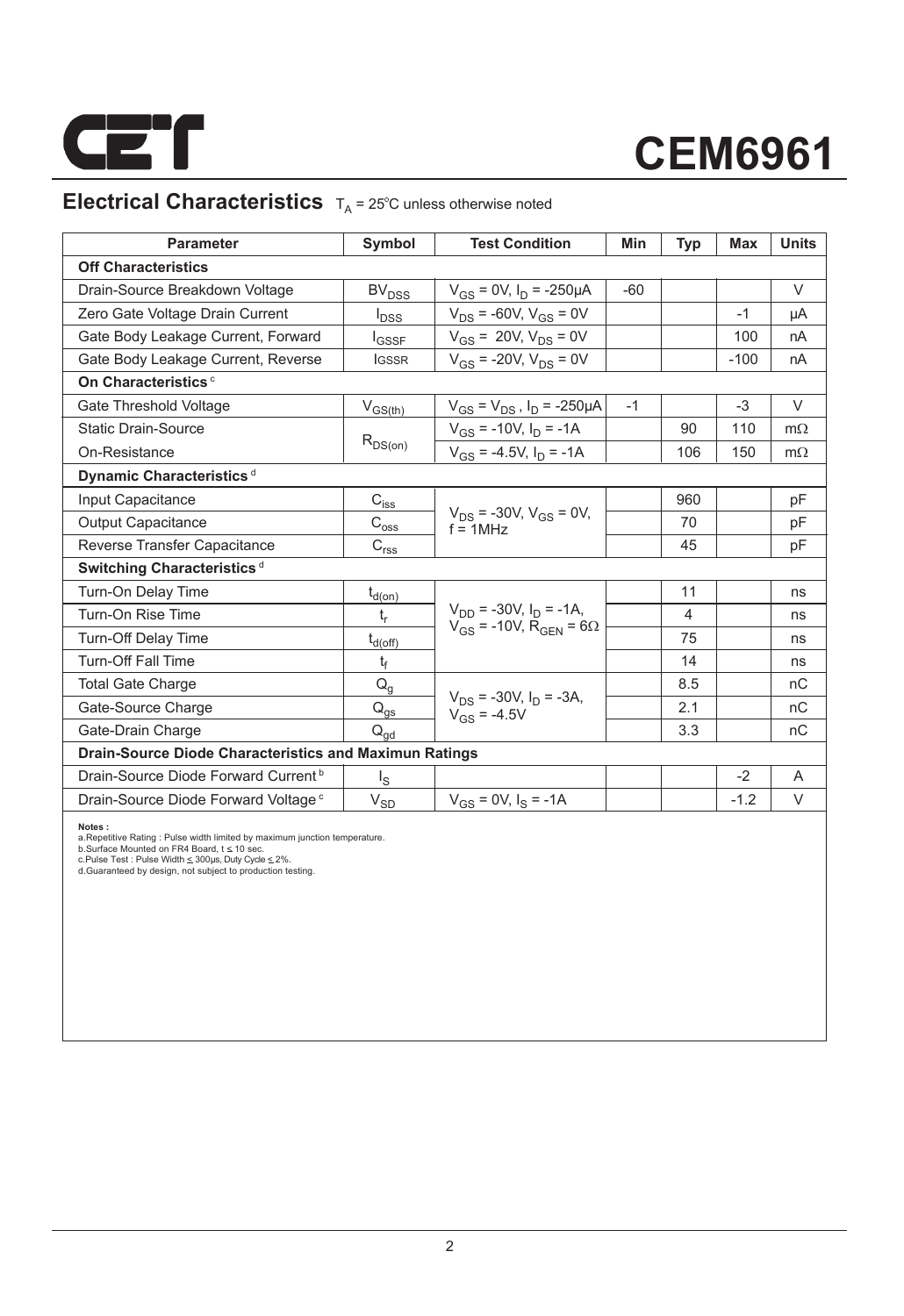# CEM6961

## Electrical Characteristics $T_A$ = 25°C unless otherwise noted

| Parameter | Symbol | Test Condition | Min | Typ | Max | Units |
|---|---|---|---|---|---|---|
| **Off Characteristics** | | | | | | |
| Drain-Source Breakdown Voltage | $BV_{DSS}$ | $V_{GS}$ = 0V, $I_D$ = -250µA | -60 | | | V |
| Zero Gate Voltage Drain Current | $I_{DSS}$ | $V_{DS}$ = -60V, $V_{GS}$ = 0V | | | -1 | µA |
| Gate Body Leakage Current, Forward | $I_{GSSF}$ | $V_{GS}$ = 20V, $V_{DS}$ = 0V | | | 100 | nA |
| Gate Body Leakage Current, Reverse | $I_{GSSR}$ | $V_{GS}$ = -20V, $V_{DS}$ = 0V | | | -100 | nA |
| **On Characteristics** [c] | | | | | | |
| Gate Threshold Voltage | $V_{GS(th)}$ | $V_{GS}$ = $V_{DS}$ , $I_D$ = -250µA | -1 | | -3 | V |
| Static Drain-Source On-Resistance | $R_{DS(on)}$ | $V_{GS}$ = -10V, $I_D$ = -1A | | 90 | 110 | mΩ |
| | | $V_{GS}$ = -4.5V, $I_D$ = -1A | | 106 | 150 | mΩ |
| **Dynamic Characteristics** [d] | | | | | | |
| Input Capacitance | $C_{iss}$ | $V_{DS}$ = -30V, $V_{GS}$ = 0V, f = 1MHz | | 960 | | pF |
| Output Capacitance | $C_{oss}$ | | | 70 | | pF |
| Reverse Transfer Capacitance | $C_{rss}$ | | | 45 | | pF |
| **Switching Characteristics** [d] | | | | | | |
| Turn-On Delay Time | $t_{d(on)}$ | $V_{DD}$ = -30V, $I_D$ = -1A, $V_{GS}$ = -10V, $R_{GEN}$ = 6Ω | | 11 | | ns |
| Turn-On Rise Time | $t_r$ | | | 4 | | ns |
| Turn-Off Delay Time | $t_{d(off)}$ | | | 75 | | ns |
| Turn-Off Fall Time | $t_f$ | | | 14 | | ns |
| Total Gate Charge | $Q_g$ | $V_{DS}$ = -30V, $I_D$ = -3A, $V_{GS}$ = -4.5V | | 8.5 | | nC |
| Gate-Source Charge | $Q_{gs}$ | | | 2.1 | | nC |
| Gate-Drain Charge | $Q_{gd}$ | | | 3.3 | | nC |
| **Drain-Source Diode Characteristics and Maximun Ratings** | | | | | | |
| Drain-Source Diode Forward Current [b] | $I_S$ | | | | -2 | A |
| Drain-Source Diode Forward Voltage [c] | $V_{SD}$ | $V_{GS}$ = 0V, $I_S$ = -1A | | | -1.2 | V |

**Notes :**
a.Repetitive Rating : Pulse width limited by maximum junction temperature.
b.Surface Mounted on FR4 Board, t ≤ 10 sec.
c.Pulse Test : Pulse Width ≤ 300µs, Duty Cycle ≤ 2%.
d.Guaranteed by design, not subject to production testing.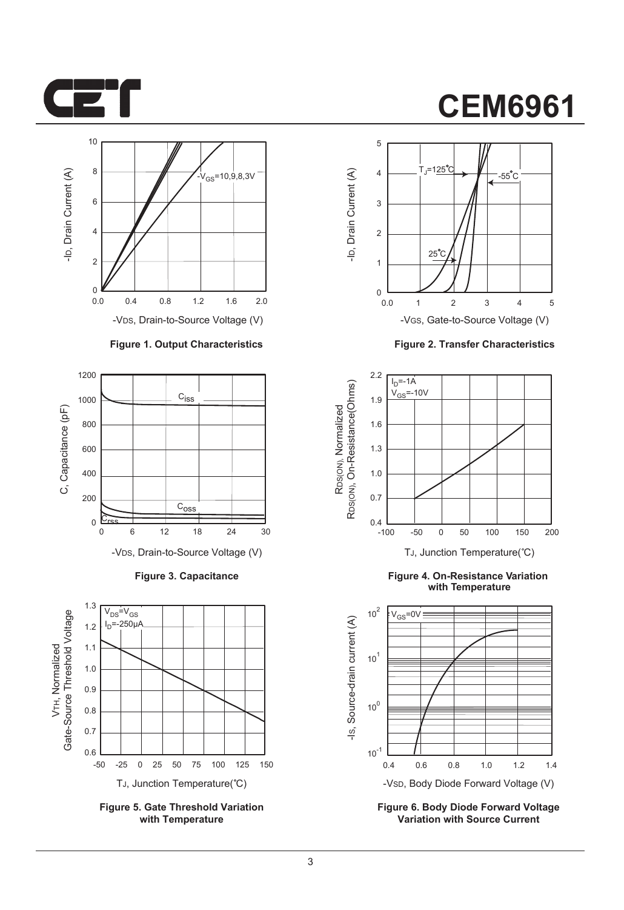Figure 1. Output Characteristics

Figure 2. Transfer Characteristics

Figure 3. Capacitance

Figure 4. On-Resistance Variation with Temperature

Figure 5. Gate Threshold Variation with Temperature

Figure 6. Body Diode Forward Voltage Variation with Source Current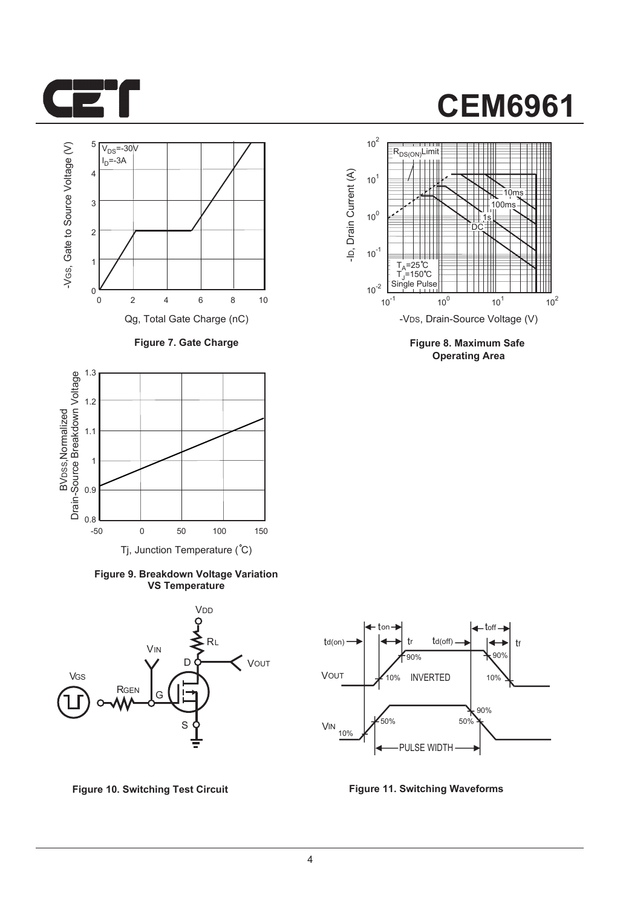Figure 7. Gate Charge

Figure 8. Maximum Safe Operating Area

Figure 9. Breakdown Voltage Variation VS Temperature

Figure 10. Switching Test Circuit

Figure 11. Switching Waveforms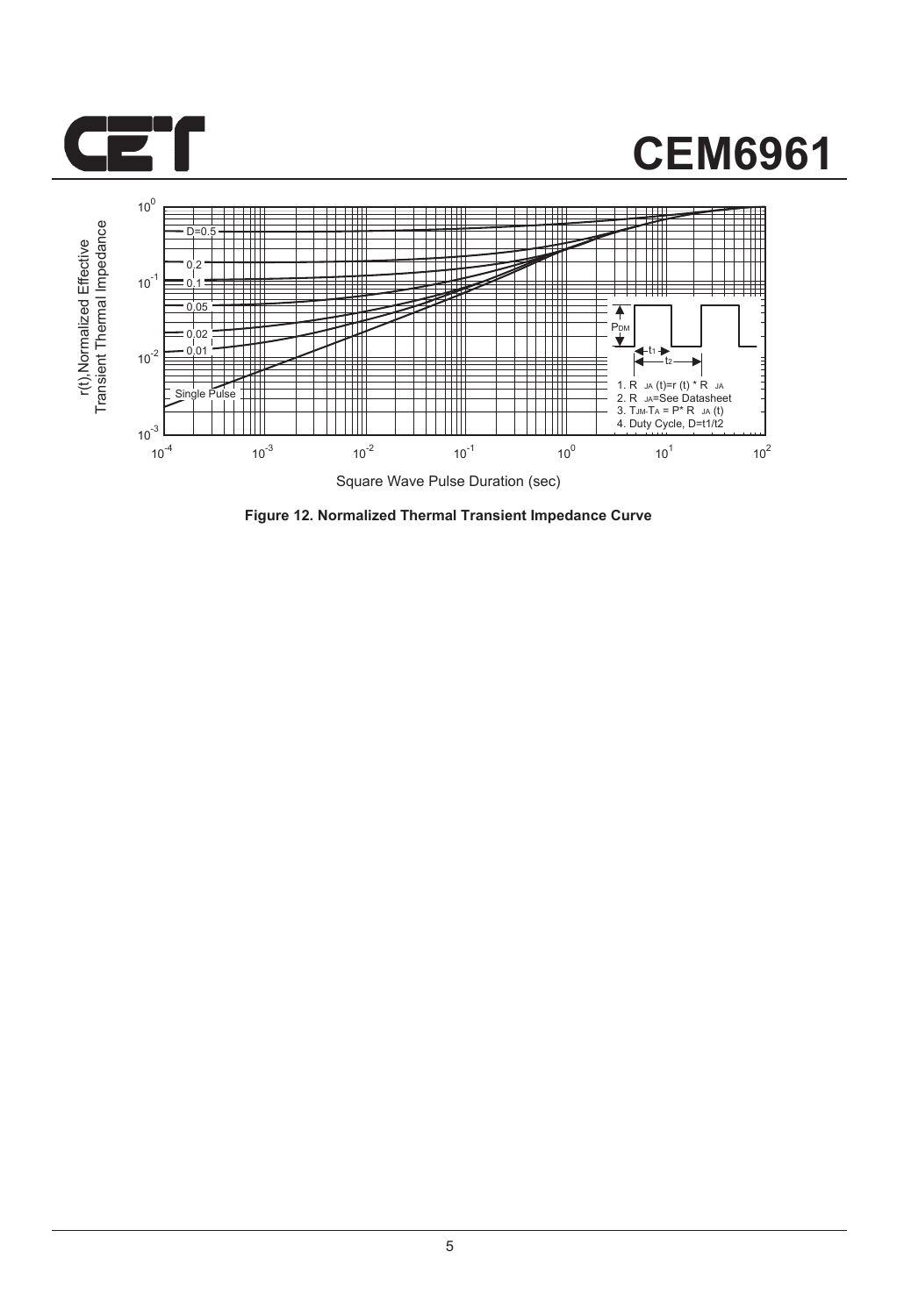r(t),Normalized Effective Transient Thermal Impedance

$10^0$

$10^{-1}$

$10^{-2}$

$10^{-3}$

D=0.5

0.2

0.1

0.05

0.02

0.01

Single Pulse

$P_{DM}$

$t_1$

$t_2$

1. $R_{\theta JA}(t)=r(t) * R_{\theta JA}$
2. $R_{\theta JA}$=See Datasheet
3. $T_{JM}-T_A = P^* R_{\theta JA}(t)$
4. Duty Cycle, D=t1/t2

$10^{-4}$ $10^{-3}$ $10^{-2}$ $10^{-1}$ $10^0$ $10^1$ $10^2$

Square Wave Pulse Duration (sec)

**Figure 12. Normalized Thermal Transient Impedance Curve**